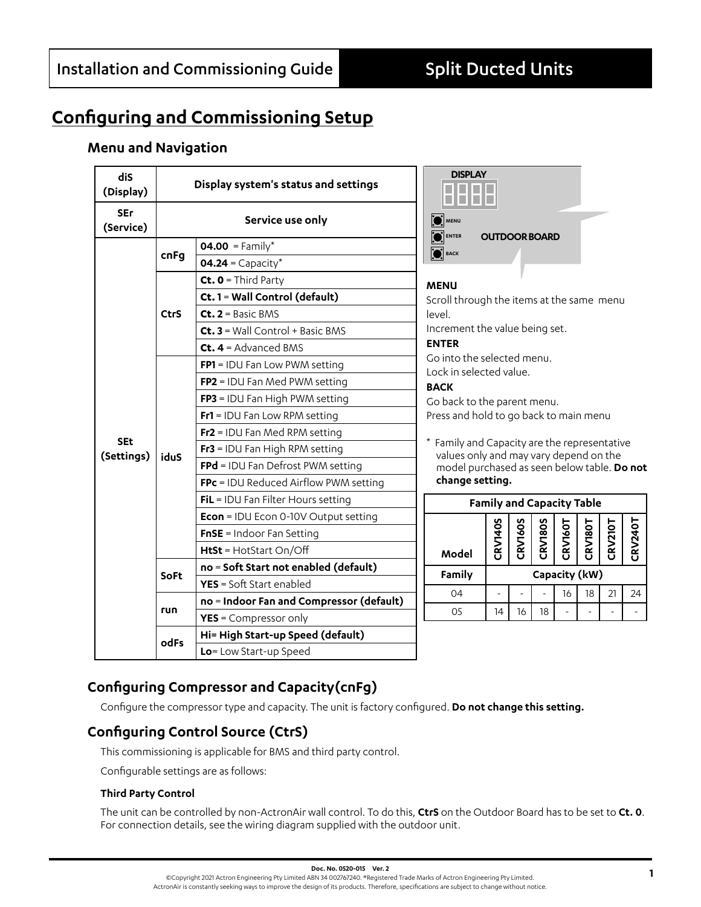Installation and Commissioning Guide | Split Ducted Units

# Configuring and Commissioning Setup

## Menu and Navigation

| | | |
|---|---|---|
| **diS (Display)** | **Display system's status and settings** | |
| **SEr (Service)** | **Service use only** | |
| **SEt (Settings)** | **cnFg** | **04.00** = Family* |
| | | **04.24** = Capacity* |
| | **CtrS** | **Ct. 0** = Third Party |
| | | **Ct. 1** = **Wall Control (default)** |
| | | **Ct. 2** = Basic BMS |
| | | **Ct. 3** = Wall Control + Basic BMS |
| | | **Ct. 4** = Advanced BMS |
| | **iduS** | **FP1** = IDU Fan Low PWM setting |
| | | **FP2** = IDU Fan Med PWM setting |
| | | **FP3** = IDU Fan High PWM setting |
| | | **Fr1** = IDU Fan Low RPM setting |
| | | **Fr2** = IDU Fan Med RPM setting |
| | | **Fr3** = IDU Fan High RPM setting |
| | | **FPd** = IDU Fan Defrost PWM setting |
| | | **FPc** = IDU Reduced Airflow PWM setting |
| | | **FiL** = IDU Fan Filter Hours setting |
| | | **Econ** = IDU Econ 0-10V Output setting |
| | | **FnSE** = Indoor Fan Setting |
| | | **HtSt** = HotStart On/Off |
| | **SoFt** | **no** = **Soft Start not enabled (default)** |
| | | **YES** = Soft Start enabled |
| | **run** | **no** = **Indoor Fan and Compressor (default)** |
| | | **YES** = Compressor only |
| | **odFs** | **Hi= High Start-up Speed (default)** |
| | | **Lo**= Low Start-up Speed |

DISPLAY

MENU

ENTER

BACK

OUTDOOR BOARD

**MENU**

Scroll through the items at the same menu level.

Increment the value being set.

**ENTER**

Go into the selected menu.

Lock in selected value.

**BACK**

Go back to the parent menu.

Press and hold to go back to main menu

\* Family and Capacity are the representative values only and may vary depend on the model purchased as seen below table. **Do not change setting.**

| **Family and Capacity Table** | | | | | | | |
|---|---|---|---|---|---|---|---|
| **Model** | **CRV140S** | **CRV160S** | **CRV180S** | **CRV160T** | **CRV180T** | **CRV210T** | **CRV240T** |
| **Family** | **Capacity (kW)** | | | | | | |
| 04 | - | - | - | 16 | 18 | 21 | 24 |
| 05 | 14 | 16 | 18 | - | - | - | - |

## Configuring Compressor and Capacity(cnFg)

Configure the compressor type and capacity. The unit is factory configured. **Do not change this setting.**

## Configuring Control Source (CtrS)

This commissioning is applicable for BMS and third party control.

Configurable settings are as follows:

#### Third Party Control

The unit can be controlled by non-ActronAir wall control. To do this, **CtrS** on the Outdoor Board has to be set to **Ct. 0**. For connection details, see the wiring diagram supplied with the outdoor unit.

**Doc. No. 0520-015 Ver. 2**

©Copyright 2021 Actron Engineering Pty Limited ABN 34 002767240. ®Registered Trade Marks of Actron Engineering Pty Limited.
ActronAir is constantly seeking ways to improve the design of its products. Therefore, specifications are subject to change without notice.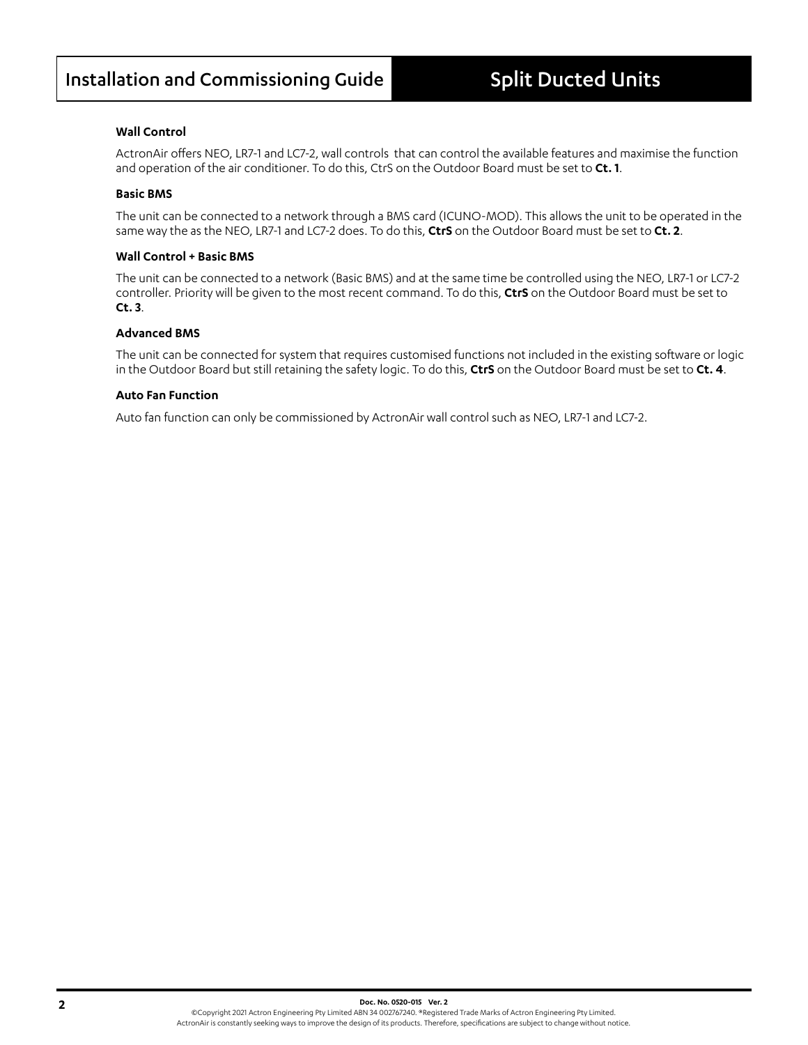#### Wall Control

ActronAir offers NEO, LR7-1 and LC7-2, wall controls  that can control the available features and maximise the function and operation of the air conditioner. To do this, CtrS on the Outdoor Board must be set to **Ct. 1**.

#### Basic BMS

The unit can be connected to a network through a BMS card (ICUNO-MOD). This allows the unit to be operated in the same way the as the NEO, LR7-1 and LC7-2 does. To do this, **CtrS** on the Outdoor Board must be set to **Ct. 2**.

#### Wall Control + Basic BMS

The unit can be connected to a network (Basic BMS) and at the same time be controlled using the NEO, LR7-1 or LC7-2 controller. Priority will be given to the most recent command. To do this, **CtrS** on the Outdoor Board must be set to **Ct. 3**.

#### Advanced BMS

The unit can be connected for system that requires customised functions not included in the existing software or logic in the Outdoor Board but still retaining the safety logic. To do this, **CtrS** on the Outdoor Board must be set to **Ct. 4**.

#### Auto Fan Function

Auto fan function can only be commissioned by ActronAir wall control such as NEO, LR7-1 and LC7-2.

**Doc. No. 0520-015 Ver. 2**

©Copyright 2021 Actron Engineering Pty Limited ABN 34 002767240. ®Registered Trade Marks of Actron Engineering Pty Limited.
ActronAir is constantly seeking ways to improve the design of its products. Therefore, specifications are subject to change without notice.